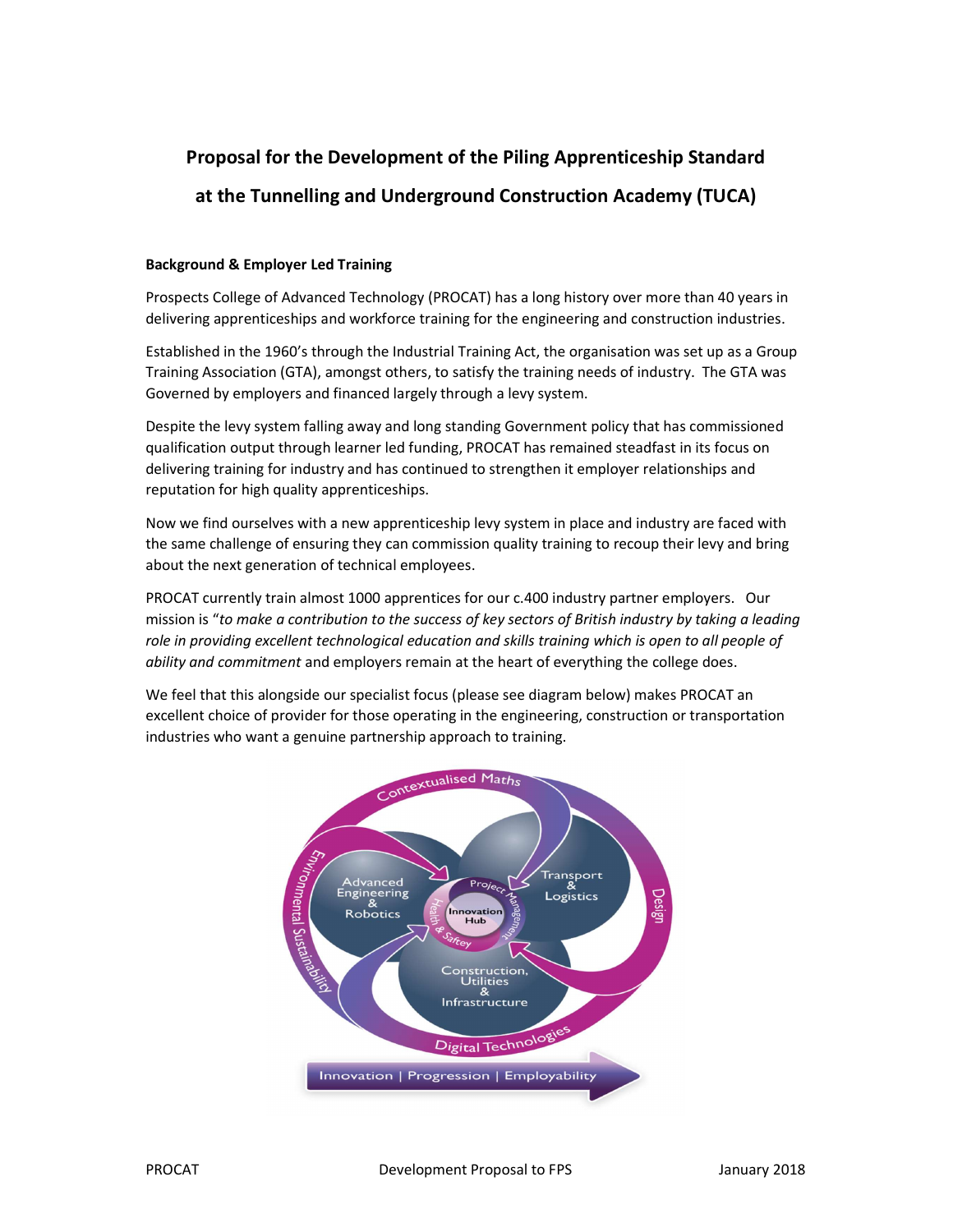# Proposal for the Development of the Piling Apprenticeship Standard at the Tunnelling and Underground Construction Academy (TUCA)

**Background & Employer Led Training**

Prospects College of Advanced Technology (PROCAT) has a long history over more than 40 years in delivering apprenticeships and workforce training for the engineering and construction industries.

Established in the 1960's through the Industrial Training Act, the organisation was set up as a Group Training Association (GTA), amongst others, to satisfy the training needs of industry. The GTA was Governed by employers and financed largely through a levy system.

Despite the levy system falling away and long standing Government policy that has commissioned qualification output through learner led funding, PROCAT has remained steadfast in its focus on delivering training for industry and has continued to strengthen it employer relationships and reputation for high quality apprenticeships.

Now we find ourselves with a new apprenticeship levy system in place and industry are faced with the same challenge of ensuring they can commission quality training to recoup their levy and bring about the next generation of technical employees.

PROCAT currently train almost 1000 apprentices for our c.400 industry partner employers. Our mission is "*to make a contribution to the success of key sectors of British industry by taking a leading role in providing excellent technological education and skills training which is open to all people of ability and commitment* and employers remain at the heart of everything the college does.

We feel that this alongside our specialist focus (please see diagram below) makes PROCAT an excellent choice of provider for those operating in the engineering, construction or transportation industries who want a genuine partnership approach to training.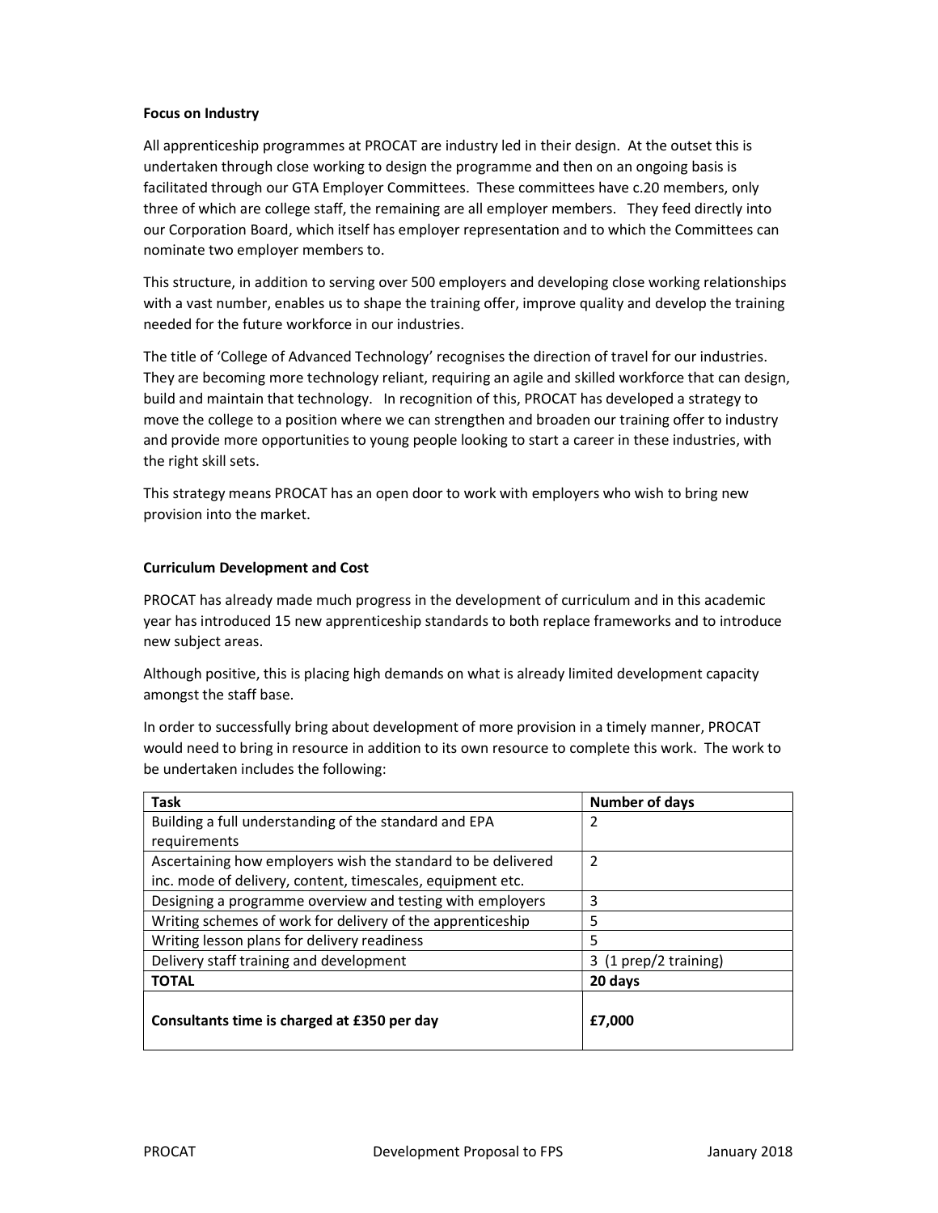**Focus on Industry**

All apprenticeship programmes at PROCAT are industry led in their design. At the outset this is undertaken through close working to design the programme and then on an ongoing basis is facilitated through our GTA Employer Committees. These committees have c.20 members, only three of which are college staff, the remaining are all employer members. They feed directly into our Corporation Board, which itself has employer representation and to which the Committees can nominate two employer members to.

This structure, in addition to serving over 500 employers and developing close working relationships with a vast number, enables us to shape the training offer, improve quality and develop the training needed for the future workforce in our industries.

The title of 'College of Advanced Technology' recognises the direction of travel for our industries. They are becoming more technology reliant, requiring an agile and skilled workforce that can design, build and maintain that technology. In recognition of this, PROCAT has developed a strategy to move the college to a position where we can strengthen and broaden our training offer to industry and provide more opportunities to young people looking to start a career in these industries, with the right skill sets.

This strategy means PROCAT has an open door to work with employers who wish to bring new provision into the market.

**Curriculum Development and Cost**

PROCAT has already made much progress in the development of curriculum and in this academic year has introduced 15 new apprenticeship standards to both replace frameworks and to introduce new subject areas.

Although positive, this is placing high demands on what is already limited development capacity amongst the staff base.

In order to successfully bring about development of more provision in a timely manner, PROCAT would need to bring in resource in addition to its own resource to complete this work. The work to be undertaken includes the following:

| Task | Number of days |
|---|---|
| Building a full understanding of the standard and EPA requirements | 2 |
| Ascertaining how employers wish the standard to be delivered inc. mode of delivery, content, timescales, equipment etc. | 2 |
| Designing a programme overview and testing with employers | 3 |
| Writing schemes of work for delivery of the apprenticeship | 5 |
| Writing lesson plans for delivery readiness | 5 |
| Delivery staff training and development | 3 (1 prep/2 training) |
| **TOTAL** | **20 days** |
| **Consultants time is charged at £350 per day** | **£7,000** |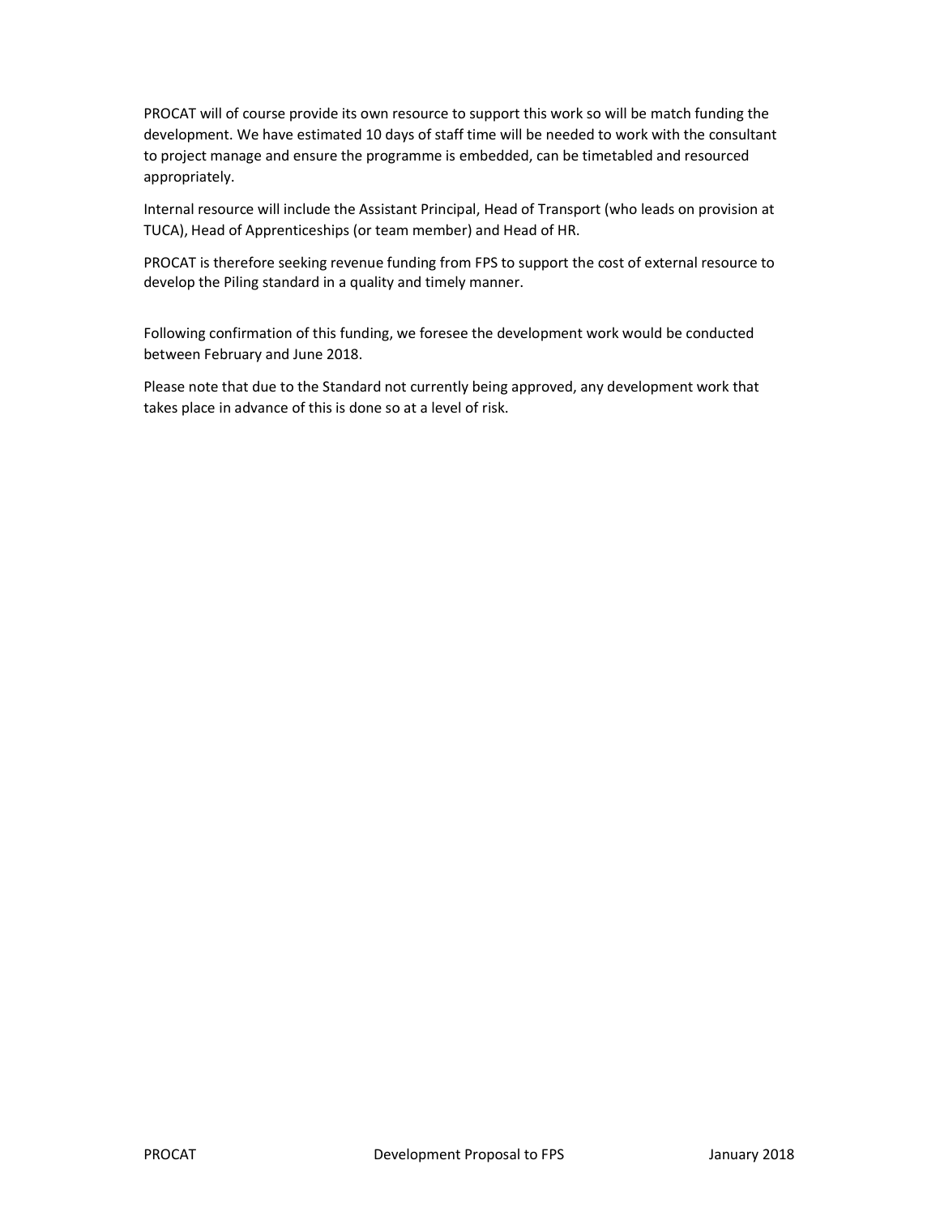PROCAT will of course provide its own resource to support this work so will be match funding the development. We have estimated 10 days of staff time will be needed to work with the consultant to project manage and ensure the programme is embedded, can be timetabled and resourced appropriately.

Internal resource will include the Assistant Principal, Head of Transport (who leads on provision at TUCA), Head of Apprenticeships (or team member) and Head of HR.

PROCAT is therefore seeking revenue funding from FPS to support the cost of external resource to develop the Piling standard in a quality and timely manner.

Following confirmation of this funding, we foresee the development work would be conducted between February and June 2018.

Please note that due to the Standard not currently being approved, any development work that takes place in advance of this is done so at a level of risk.